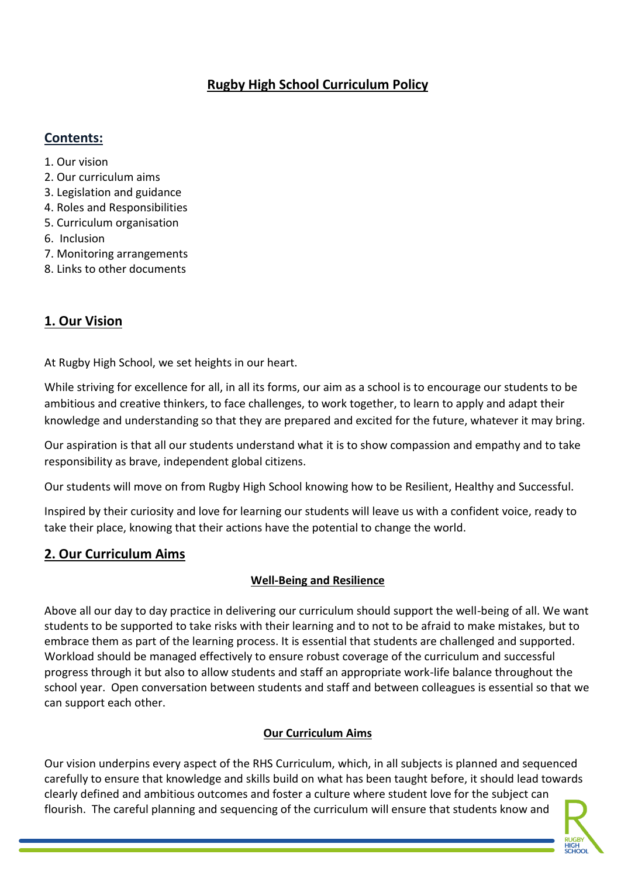# Rugby High School Curriculum Policy

## Contents:

1. Our vision
2. Our curriculum aims
3. Legislation and guidance
4. Roles and Responsibilities
5. Curriculum organisation
6. Inclusion
7. Monitoring arrangements
8. Links to other documents

## 1. Our Vision

At Rugby High School, we set heights in our heart.

While striving for excellence for all, in all its forms, our aim as a school is to encourage our students to be ambitious and creative thinkers, to face challenges, to work together, to learn to apply and adapt their knowledge and understanding so that they are prepared and excited for the future, whatever it may bring.

Our aspiration is that all our students understand what it is to show compassion and empathy and to take responsibility as brave, independent global citizens.

Our students will move on from Rugby High School knowing how to be Resilient, Healthy and Successful.

Inspired by their curiosity and love for learning our students will leave us with a confident voice, ready to take their place, knowing that their actions have the potential to change the world.

## 2. Our Curriculum Aims

### Well-Being and Resilience

Above all our day to day practice in delivering our curriculum should support the well-being of all. We want students to be supported to take risks with their learning and to not to be afraid to make mistakes, but to embrace them as part of the learning process. It is essential that students are challenged and supported. Workload should be managed effectively to ensure robust coverage of the curriculum and successful progress through it but also to allow students and staff an appropriate work-life balance throughout the school year. Open conversation between students and staff and between colleagues is essential so that we can support each other.

### Our Curriculum Aims

Our vision underpins every aspect of the RHS Curriculum, which, in all subjects is planned and sequenced carefully to ensure that knowledge and skills build on what has been taught before, it should lead towards clearly defined and ambitious outcomes and foster a culture where student love for the subject can flourish. The careful planning and sequencing of the curriculum will ensure that students know and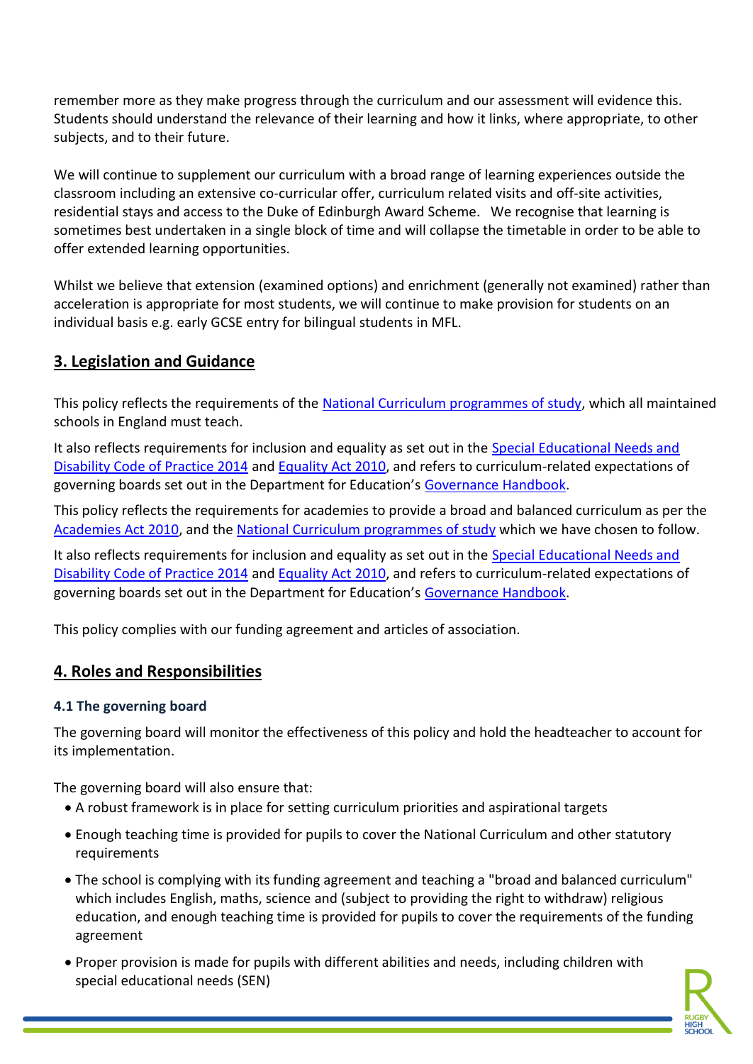remember more as they make progress through the curriculum and our assessment will evidence this. Students should understand the relevance of their learning and how it links, where appropriate, to other subjects, and to their future.

We will continue to supplement our curriculum with a broad range of learning experiences outside the classroom including an extensive co-curricular offer, curriculum related visits and off-site activities, residential stays and access to the Duke of Edinburgh Award Scheme. We recognise that learning is sometimes best undertaken in a single block of time and will collapse the timetable in order to be able to offer extended learning opportunities.

Whilst we believe that extension (examined options) and enrichment (generally not examined) rather than acceleration is appropriate for most students, we will continue to make provision for students on an individual basis e.g. early GCSE entry for bilingual students in MFL.

## 3. Legislation and Guidance

This policy reflects the requirements of the National Curriculum programmes of study, which all maintained schools in England must teach.

It also reflects requirements for inclusion and equality as set out in the Special Educational Needs and Disability Code of Practice 2014 and Equality Act 2010, and refers to curriculum-related expectations of governing boards set out in the Department for Education's Governance Handbook.

This policy reflects the requirements for academies to provide a broad and balanced curriculum as per the Academies Act 2010, and the National Curriculum programmes of study which we have chosen to follow.

It also reflects requirements for inclusion and equality as set out in the Special Educational Needs and Disability Code of Practice 2014 and Equality Act 2010, and refers to curriculum-related expectations of governing boards set out in the Department for Education's Governance Handbook.

This policy complies with our funding agreement and articles of association.

## 4. Roles and Responsibilities

### 4.1 The governing board

The governing board will monitor the effectiveness of this policy and hold the headteacher to account for its implementation.

The governing board will also ensure that:

- A robust framework is in place for setting curriculum priorities and aspirational targets
- Enough teaching time is provided for pupils to cover the National Curriculum and other statutory requirements
- The school is complying with its funding agreement and teaching a "broad and balanced curriculum" which includes English, maths, science and (subject to providing the right to withdraw) religious education, and enough teaching time is provided for pupils to cover the requirements of the funding agreement
- Proper provision is made for pupils with different abilities and needs, including children with special educational needs (SEN)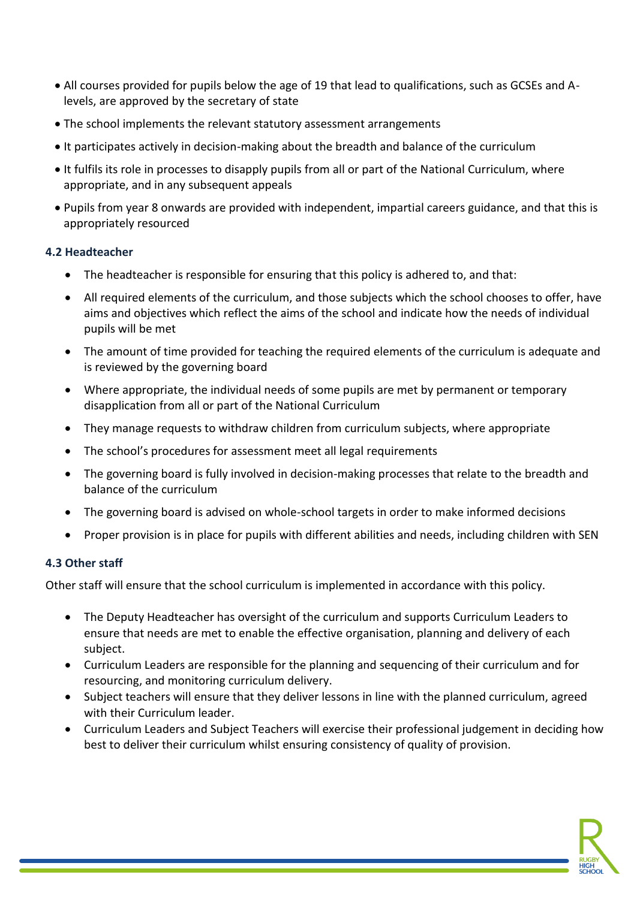- All courses provided for pupils below the age of 19 that lead to qualifications, such as GCSEs and A-levels, are approved by the secretary of state
- The school implements the relevant statutory assessment arrangements
- It participates actively in decision-making about the breadth and balance of the curriculum
- It fulfils its role in processes to disapply pupils from all or part of the National Curriculum, where appropriate, and in any subsequent appeals
- Pupils from year 8 onwards are provided with independent, impartial careers guidance, and that this is appropriately resourced

### 4.2 Headteacher

- The headteacher is responsible for ensuring that this policy is adhered to, and that:
- All required elements of the curriculum, and those subjects which the school chooses to offer, have aims and objectives which reflect the aims of the school and indicate how the needs of individual pupils will be met
- The amount of time provided for teaching the required elements of the curriculum is adequate and is reviewed by the governing board
- Where appropriate, the individual needs of some pupils are met by permanent or temporary disapplication from all or part of the National Curriculum
- They manage requests to withdraw children from curriculum subjects, where appropriate
- The school's procedures for assessment meet all legal requirements
- The governing board is fully involved in decision-making processes that relate to the breadth and balance of the curriculum
- The governing board is advised on whole-school targets in order to make informed decisions
- Proper provision is in place for pupils with different abilities and needs, including children with SEN

### 4.3 Other staff

Other staff will ensure that the school curriculum is implemented in accordance with this policy.

- The Deputy Headteacher has oversight of the curriculum and supports Curriculum Leaders to ensure that needs are met to enable the effective organisation, planning and delivery of each subject.
- Curriculum Leaders are responsible for the planning and sequencing of their curriculum and for resourcing, and monitoring curriculum delivery.
- Subject teachers will ensure that they deliver lessons in line with the planned curriculum, agreed with their Curriculum leader.
- Curriculum Leaders and Subject Teachers will exercise their professional judgement in deciding how best to deliver their curriculum whilst ensuring consistency of quality of provision.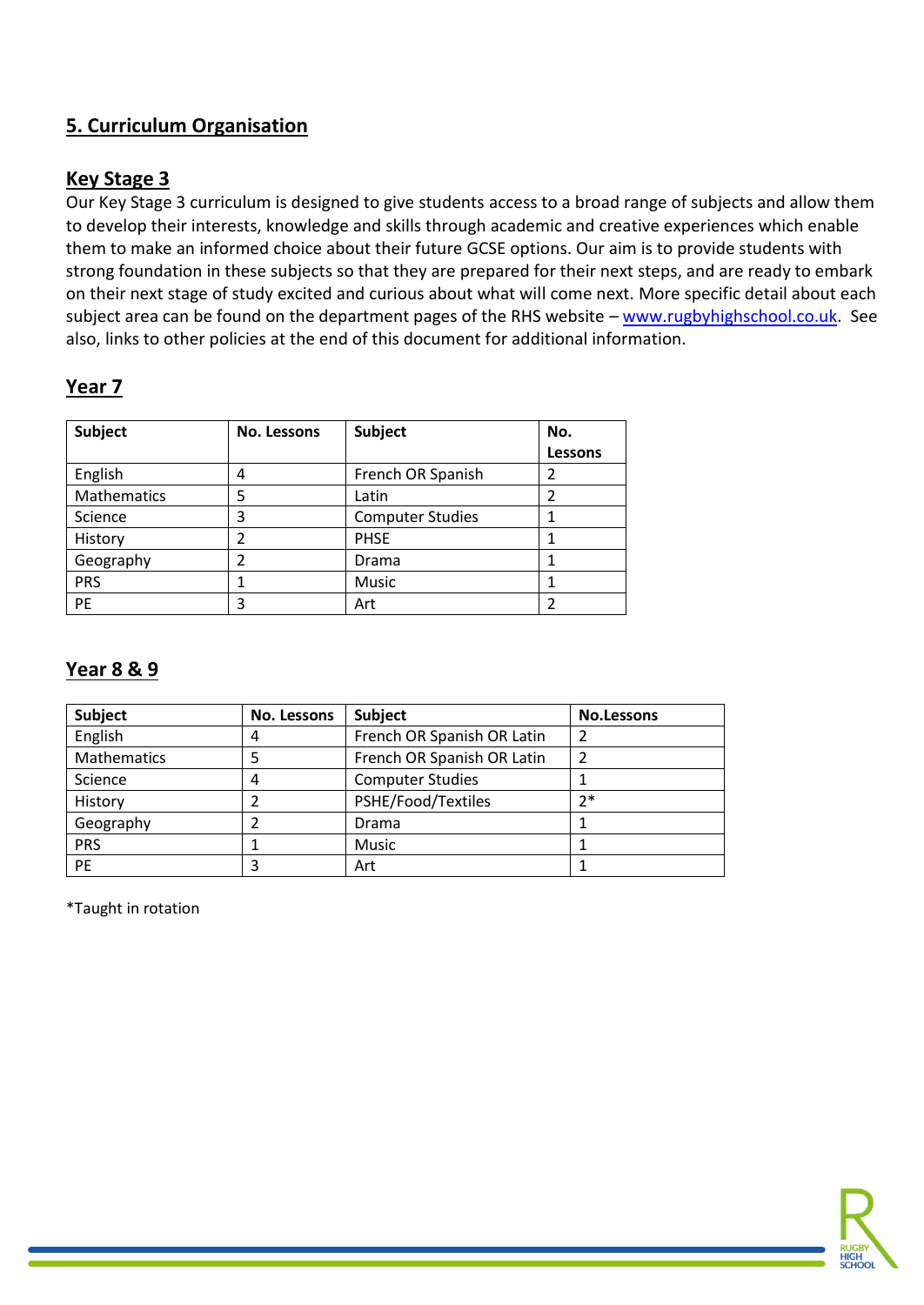## 5. Curriculum Organisation

### Key Stage 3

Our Key Stage 3 curriculum is designed to give students access to a broad range of subjects and allow them to develop their interests, knowledge and skills through academic and creative experiences which enable them to make an informed choice about their future GCSE options. Our aim is to provide students with strong foundation in these subjects so that they are prepared for their next steps, and are ready to embark on their next stage of study excited and curious about what will come next. More specific detail about each subject area can be found on the department pages of the RHS website – [www.rugbyhighschool.co.uk](http://www.rugbyhighschool.co.uk). See also, links to other policies at the end of this document for additional information.

### Year 7

| Subject | No. Lessons | Subject | No. Lessons |
|---|---|---|---|
| English | 4 | French OR Spanish | 2 |
| Mathematics | 5 | Latin | 2 |
| Science | 3 | Computer Studies | 1 |
| History | 2 | PHSE | 1 |
| Geography | 2 | Drama | 1 |
| PRS | 1 | Music | 1 |
| PE | 3 | Art | 2 |

### Year 8 & 9

| Subject | No. Lessons | Subject | No.Lessons |
|---|---|---|---|
| English | 4 | French OR Spanish OR Latin | 2 |
| Mathematics | 5 | French OR Spanish OR Latin | 2 |
| Science | 4 | Computer Studies | 1 |
| History | 2 | PSHE/Food/Textiles | 2* |
| Geography | 2 | Drama | 1 |
| PRS | 1 | Music | 1 |
| PE | 3 | Art | 1 |

*Taught in rotation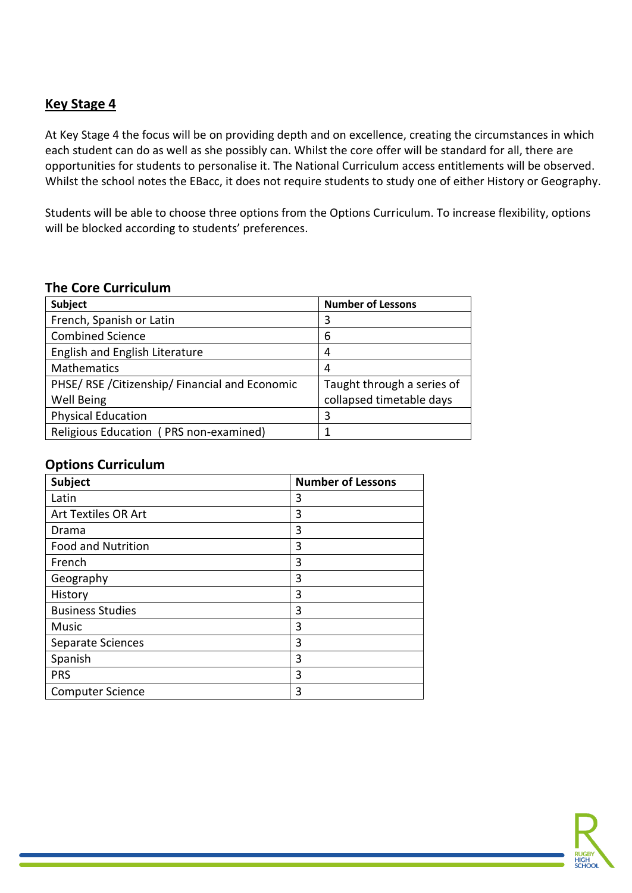## Key Stage 4

At Key Stage 4 the focus will be on providing depth and on excellence, creating the circumstances in which each student can do as well as she possibly can. Whilst the core offer will be standard for all, there are opportunities for students to personalise it. The National Curriculum access entitlements will be observed. Whilst the school notes the EBacc, it does not require students to study one of either History or Geography.

Students will be able to choose three options from the Options Curriculum. To increase flexibility, options will be blocked according to students' preferences.

### The Core Curriculum

| Subject | Number of Lessons |
|---|---|
| French, Spanish or Latin | 3 |
| Combined Science | 6 |
| English and English Literature | 4 |
| Mathematics | 4 |
| PHSE/ RSE /Citizenship/ Financial and Economic Well Being | Taught through a series of collapsed timetable days |
| Physical Education | 3 |
| Religious Education ( PRS non-examined) | 1 |

### Options Curriculum

| Subject | Number of Lessons |
|---|---|
| Latin | 3 |
| Art Textiles OR Art | 3 |
| Drama | 3 |
| Food and Nutrition | 3 |
| French | 3 |
| Geography | 3 |
| History | 3 |
| Business Studies | 3 |
| Music | 3 |
| Separate Sciences | 3 |
| Spanish | 3 |
| PRS | 3 |
| Computer Science | 3 |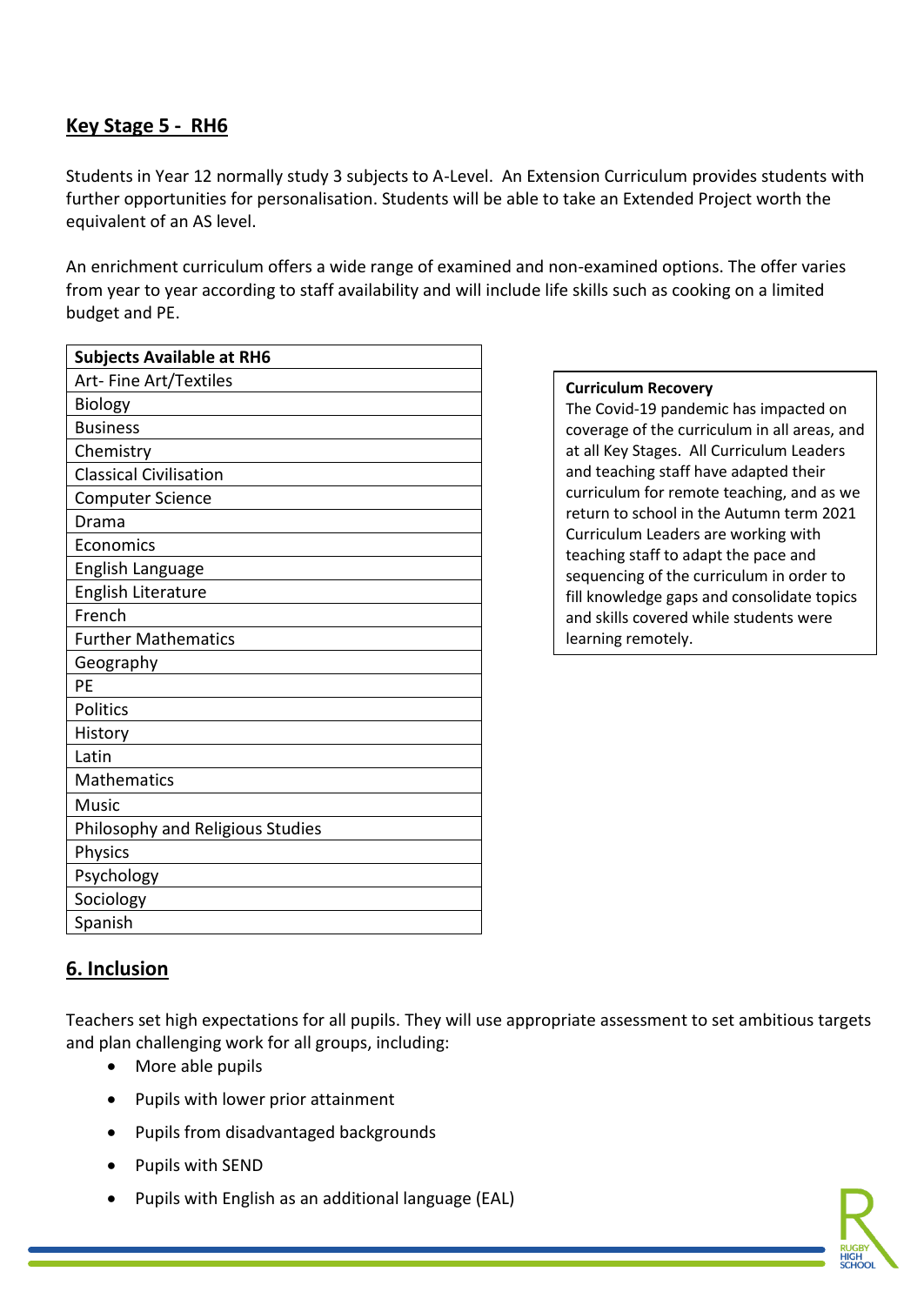## Key Stage 5 - RH6

Students in Year 12 normally study 3 subjects to A-Level. An Extension Curriculum provides students with further opportunities for personalisation. Students will be able to take an Extended Project worth the equivalent of an AS level.

An enrichment curriculum offers a wide range of examined and non-examined options. The offer varies from year to year according to staff availability and will include life skills such as cooking on a limited budget and PE.

| Subjects Available at RH6 |
| --- |
| Art- Fine Art/Textiles |
| Biology |
| Business |
| Chemistry |
| Classical Civilisation |
| Computer Science |
| Drama |
| Economics |
| English Language |
| English Literature |
| French |
| Further Mathematics |
| Geography |
| PE |
| Politics |
| History |
| Latin |
| Mathematics |
| Music |
| Philosophy and Religious Studies |
| Physics |
| Psychology |
| Sociology |
| Spanish |

**Curriculum Recovery**

The Covid-19 pandemic has impacted on coverage of the curriculum in all areas, and at all Key Stages. All Curriculum Leaders and teaching staff have adapted their curriculum for remote teaching, and as we return to school in the Autumn term 2021 Curriculum Leaders are working with teaching staff to adapt the pace and sequencing of the curriculum in order to fill knowledge gaps and consolidate topics and skills covered while students were learning remotely.

## 6. Inclusion

Teachers set high expectations for all pupils. They will use appropriate assessment to set ambitious targets and plan challenging work for all groups, including:

- More able pupils
- Pupils with lower prior attainment
- Pupils from disadvantaged backgrounds
- Pupils with SEND
- Pupils with English as an additional language (EAL)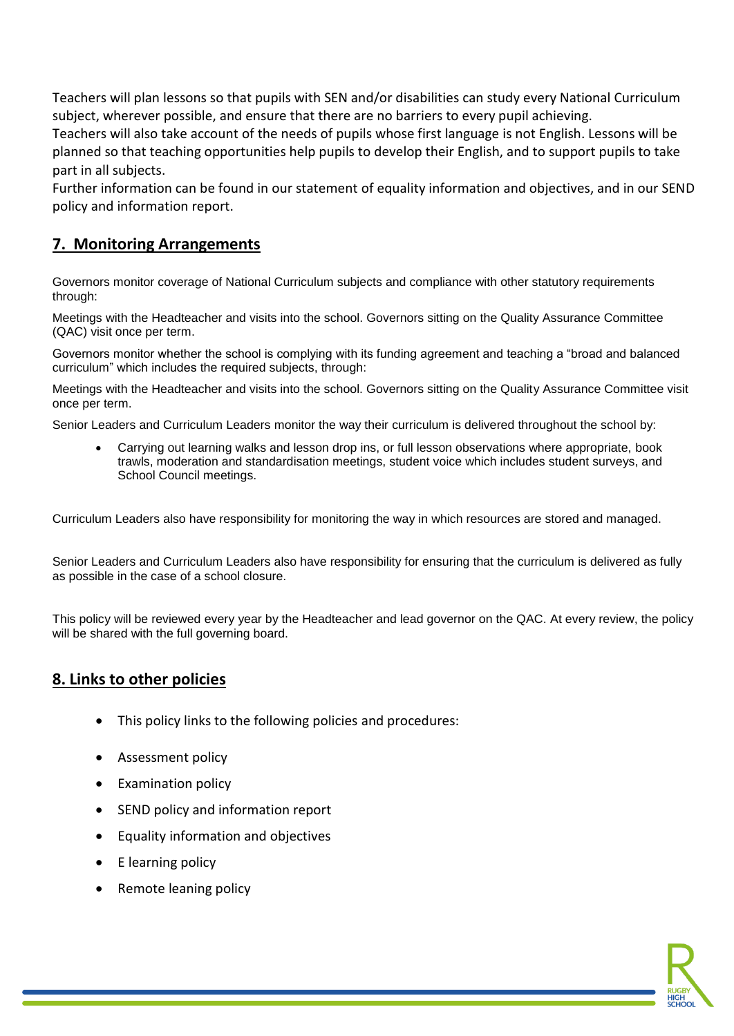Teachers will plan lessons so that pupils with SEN and/or disabilities can study every National Curriculum subject, wherever possible, and ensure that there are no barriers to every pupil achieving.
Teachers will also take account of the needs of pupils whose first language is not English. Lessons will be planned so that teaching opportunities help pupils to develop their English, and to support pupils to take part in all subjects.
Further information can be found in our statement of equality information and objectives, and in our SEND policy and information report.

## 7. Monitoring Arrangements

Governors monitor coverage of National Curriculum subjects and compliance with other statutory requirements through:

Meetings with the Headteacher and visits into the school. Governors sitting on the Quality Assurance Committee (QAC) visit once per term.

Governors monitor whether the school is complying with its funding agreement and teaching a "broad and balanced curriculum" which includes the required subjects, through:

Meetings with the Headteacher and visits into the school. Governors sitting on the Quality Assurance Committee visit once per term.

Senior Leaders and Curriculum Leaders monitor the way their curriculum is delivered throughout the school by:

- Carrying out learning walks and lesson drop ins, or full lesson observations where appropriate, book trawls, moderation and standardisation meetings, student voice which includes student surveys, and School Council meetings.

Curriculum Leaders also have responsibility for monitoring the way in which resources are stored and managed.

Senior Leaders and Curriculum Leaders also have responsibility for ensuring that the curriculum is delivered as fully as possible in the case of a school closure.

This policy will be reviewed every year by the Headteacher and lead governor on the QAC. At every review, the policy will be shared with the full governing board.

## 8. Links to other policies

- This policy links to the following policies and procedures:
- Assessment policy
- Examination policy
- SEND policy and information report
- Equality information and objectives
- E learning policy
- Remote leaning policy